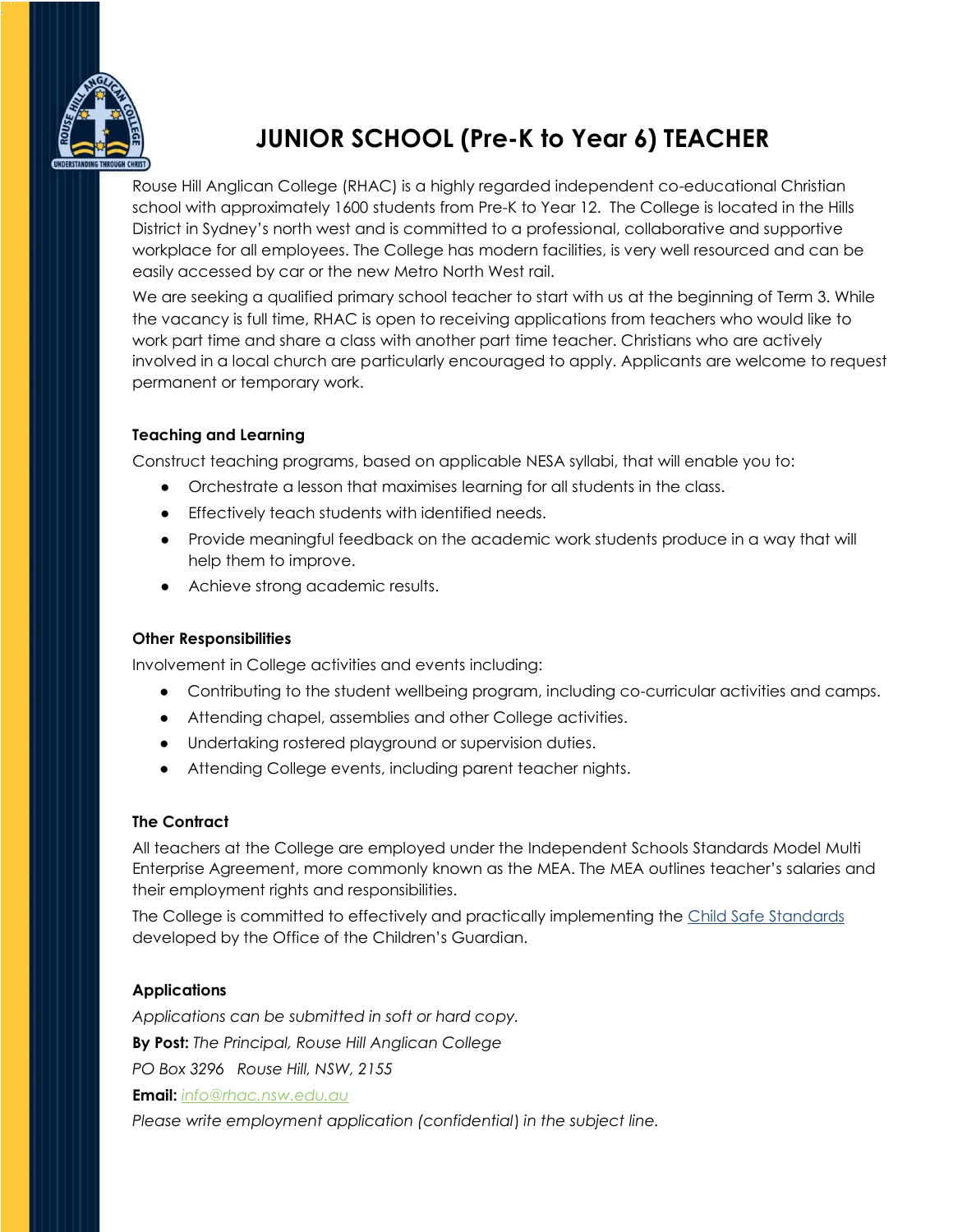# JUNIOR SCHOOL (Pre-K to Year 6) TEACHER

Rouse Hill Anglican College (RHAC) is a highly regarded independent co-educational Christian school with approximately 1600 students from Pre-K to Year 12. The College is located in the Hills District in Sydney's north west and is committed to a professional, collaborative and supportive workplace for all employees. The College has modern facilities, is very well resourced and can be easily accessed by car or the new Metro North West rail.

We are seeking a qualified primary school teacher to start with us at the beginning of Term 3. While the vacancy is full time, RHAC is open to receiving applications from teachers who would like to work part time and share a class with another part time teacher. Christians who are actively involved in a local church are particularly encouraged to apply. Applicants are welcome to request permanent or temporary work.

### Teaching and Learning

Construct teaching programs, based on applicable NESA syllabi, that will enable you to:

- Orchestrate a lesson that maximises learning for all students in the class.
- Effectively teach students with identified needs.
- Provide meaningful feedback on the academic work students produce in a way that will help them to improve.
- Achieve strong academic results.

### Other Responsibilities

Involvement in College activities and events including:

- Contributing to the student wellbeing program, including co-curricular activities and camps.
- Attending chapel, assemblies and other College activities.
- Undertaking rostered playground or supervision duties.
- Attending College events, including parent teacher nights.

### The Contract

All teachers at the College are employed under the Independent Schools Standards Model Multi Enterprise Agreement, more commonly known as the MEA. The MEA outlines teacher's salaries and their employment rights and responsibilities.

The College is committed to effectively and practically implementing the Child Safe Standards developed by the Office of the Children's Guardian.

### Applications

*Applications can be submitted in soft or hard copy.*

**By Post:** *The Principal, Rouse Hill Anglican College*

*PO Box 3296 Rouse Hill, NSW, 2155*

**Email:** *info@rhac.nsw.edu.au*

*Please write employment application (confidential) in the subject line.*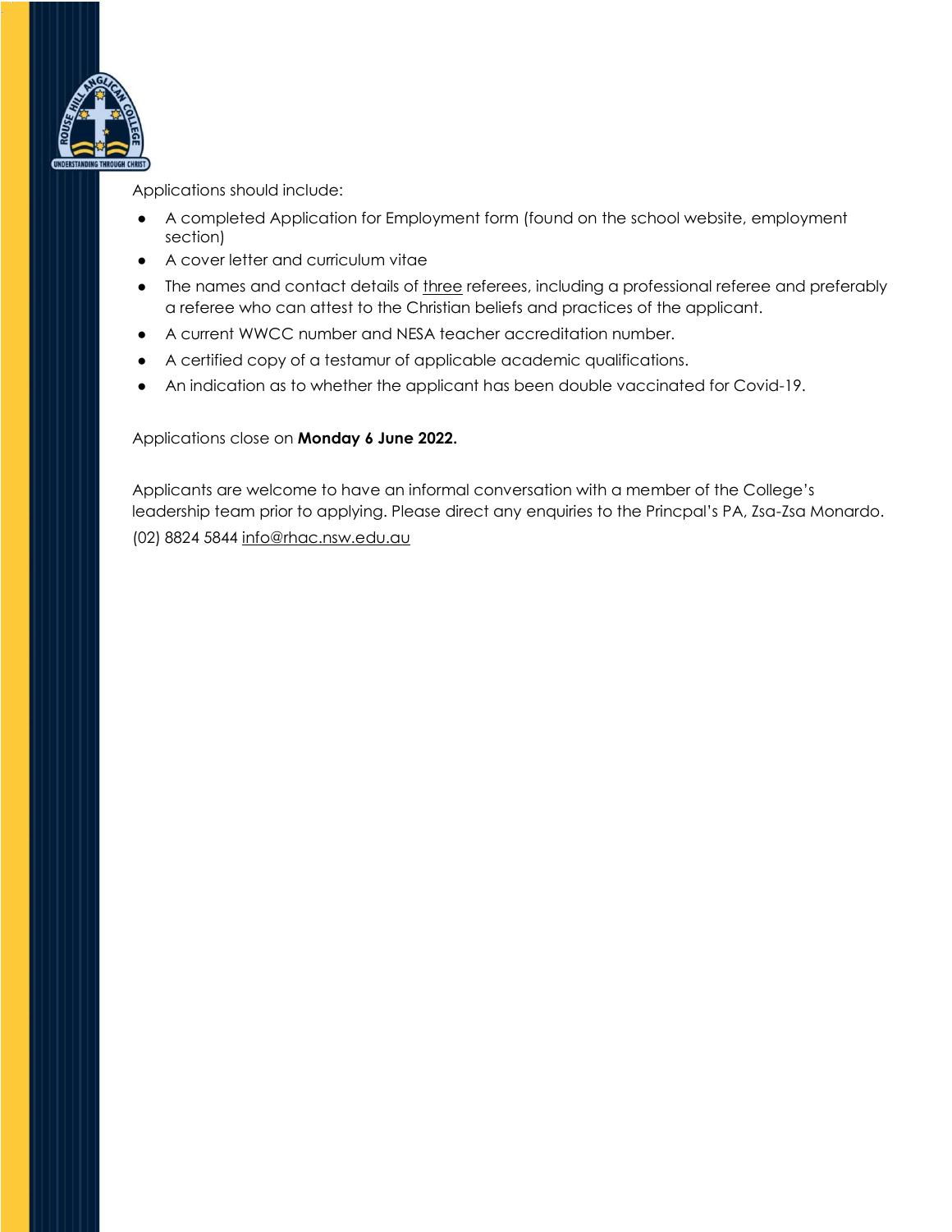Applications should include:

- A completed Application for Employment form (found on the school website, employment section)
- A cover letter and curriculum vitae
- The names and contact details of three referees, including a professional referee and preferably a referee who can attest to the Christian beliefs and practices of the applicant.
- A current WWCC number and NESA teacher accreditation number.
- A certified copy of a testamur of applicable academic qualifications.
- An indication as to whether the applicant has been double vaccinated for Covid-19.

Applications close on **Monday 6 June 2022.**

Applicants are welcome to have an informal conversation with a member of the College's leadership team prior to applying. Please direct any enquiries to the Princpal's PA, Zsa-Zsa Monardo. (02) 8824 5844 info@rhac.nsw.edu.au